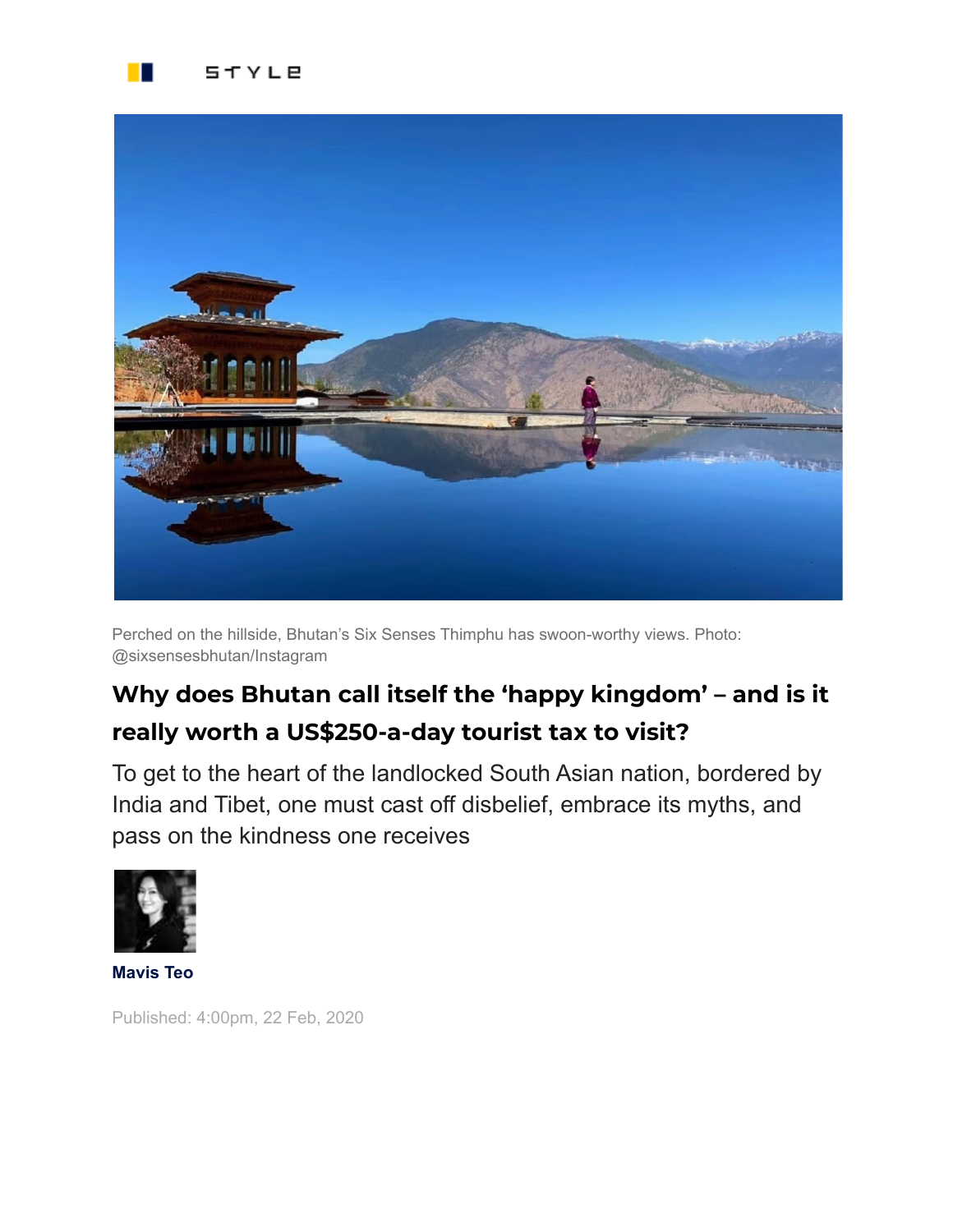STYLE

Perched on the hillside, Bhutan's Six Senses Thimphu has swoon-worthy views. Photo: @sixsensesbhutan/Instagram

# Why does Bhutan call itself the 'happy kingdom' – and is it really worth a US$250-a-day tourist tax to visit?

To get to the heart of the landlocked South Asian nation, bordered by India and Tibet, one must cast off disbelief, embrace its myths, and pass on the kindness one receives

**Mavis Teo**

Published: 4:00pm, 22 Feb, 2020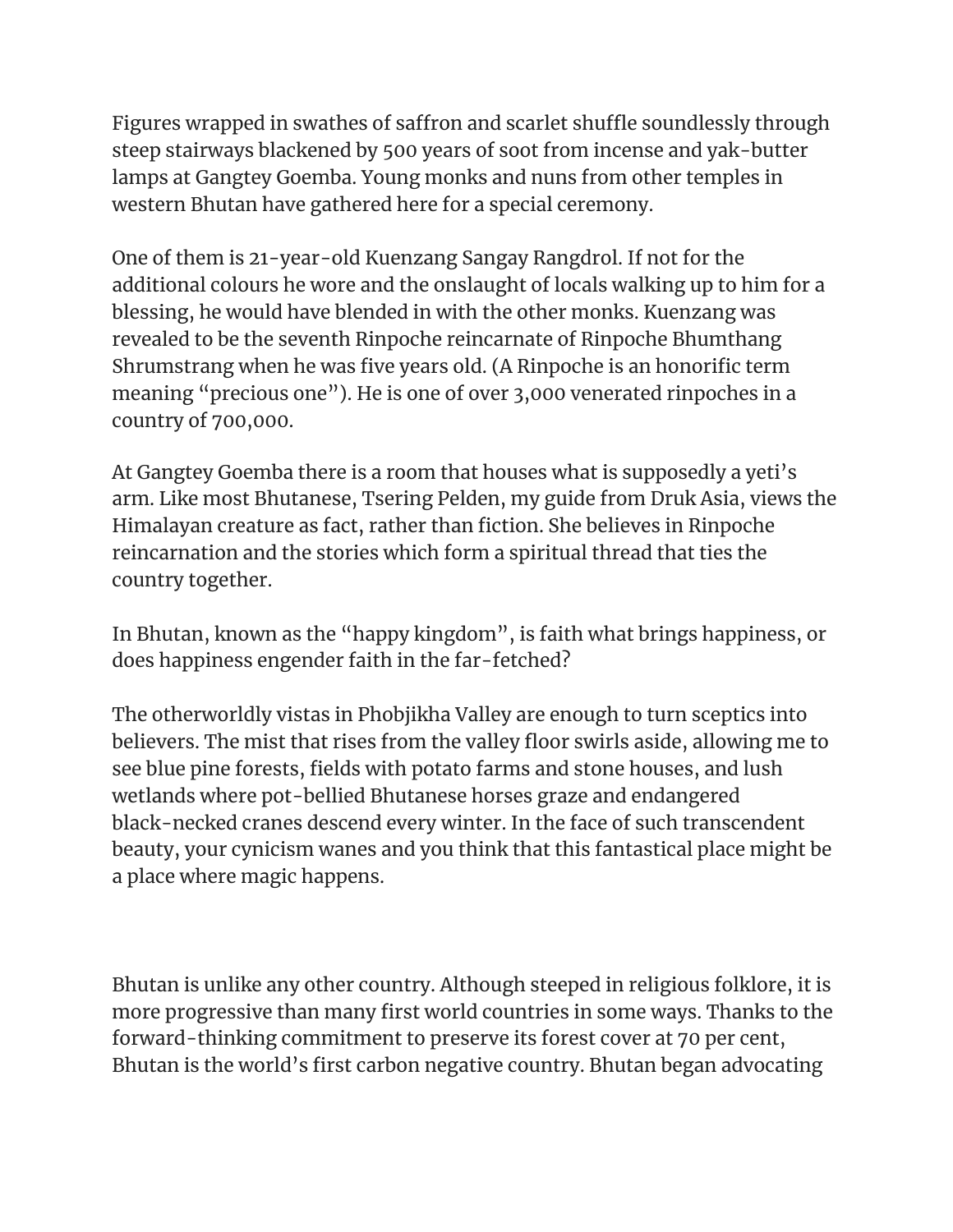Figures wrapped in swathes of saffron and scarlet shuffle soundlessly through steep stairways blackened by 500 years of soot from incense and yak-butter lamps at Gangtey Goemba. Young monks and nuns from other temples in western Bhutan have gathered here for a special ceremony.

One of them is 21-year-old Kuenzang Sangay Rangdrol. If not for the additional colours he wore and the onslaught of locals walking up to him for a blessing, he would have blended in with the other monks. Kuenzang was revealed to be the seventh Rinpoche reincarnate of Rinpoche Bhumthang Shrumstrang when he was five years old. (A Rinpoche is an honorific term meaning "precious one"). He is one of over 3,000 venerated rinpoches in a country of 700,000.

At Gangtey Goemba there is a room that houses what is supposedly a yeti's arm. Like most Bhutanese, Tsering Pelden, my guide from Druk Asia, views the Himalayan creature as fact, rather than fiction. She believes in Rinpoche reincarnation and the stories which form a spiritual thread that ties the country together.

In Bhutan, known as the "happy kingdom", is faith what brings happiness, or does happiness engender faith in the far-fetched?

The otherworldly vistas in Phobjikha Valley are enough to turn sceptics into believers. The mist that rises from the valley floor swirls aside, allowing me to see blue pine forests, fields with potato farms and stone houses, and lush wetlands where pot-bellied Bhutanese horses graze and endangered black-necked cranes descend every winter. In the face of such transcendent beauty, your cynicism wanes and you think that this fantastical place might be a place where magic happens.

Bhutan is unlike any other country. Although steeped in religious folklore, it is more progressive than many first world countries in some ways. Thanks to the forward-thinking commitment to preserve its forest cover at 70 per cent, Bhutan is the world's first carbon negative country. Bhutan began advocating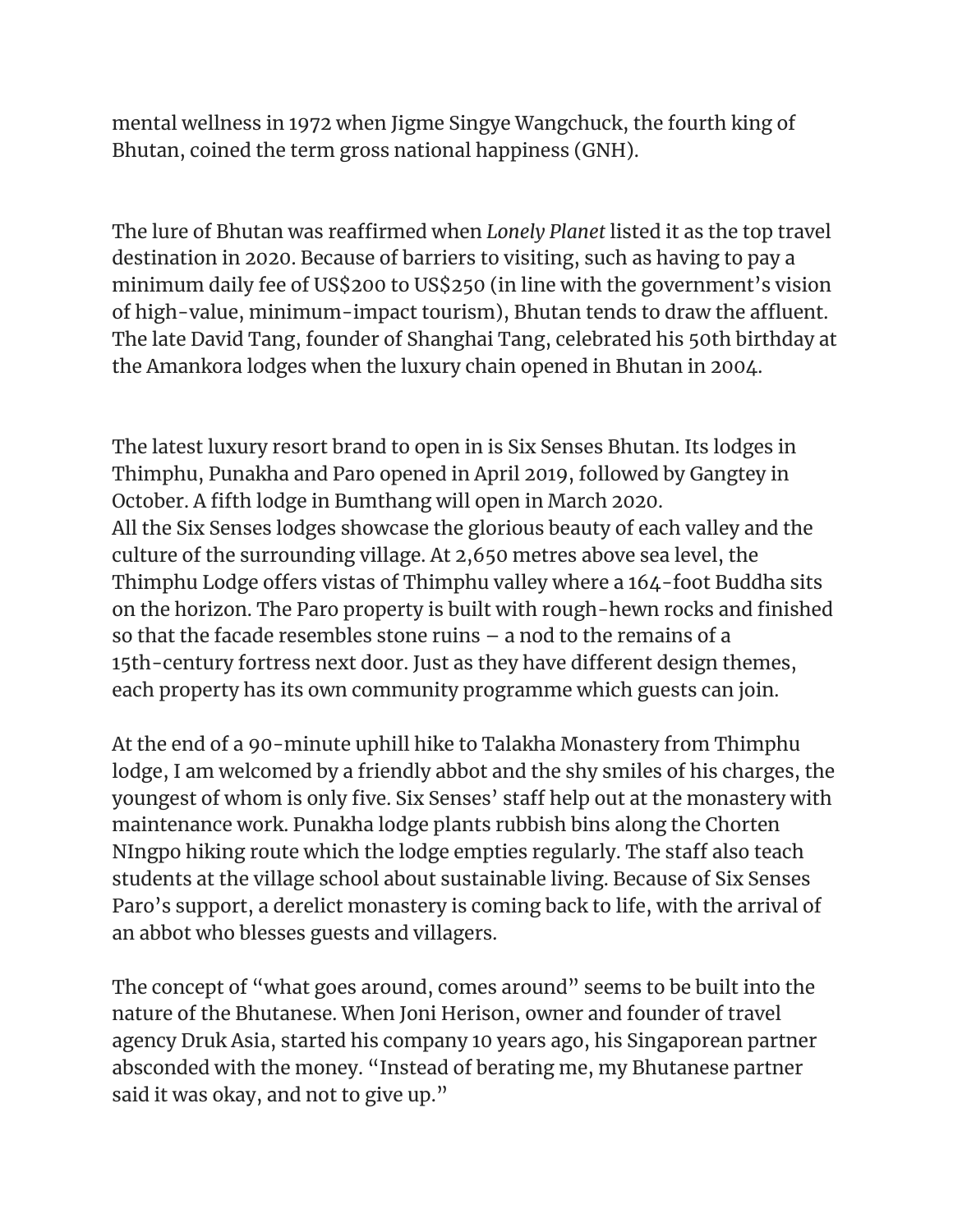mental wellness in 1972 when Jigme Singye Wangchuck, the fourth king of Bhutan, coined the term gross national happiness (GNH).

The lure of Bhutan was reaffirmed when *Lonely Planet* listed it as the top travel destination in 2020. Because of barriers to visiting, such as having to pay a minimum daily fee of US$200 to US$250 (in line with the government's vision of high-value, minimum-impact tourism), Bhutan tends to draw the affluent. The late David Tang, founder of Shanghai Tang, celebrated his 50th birthday at the Amankora lodges when the luxury chain opened in Bhutan in 2004.

The latest luxury resort brand to open in is Six Senses Bhutan. Its lodges in Thimphu, Punakha and Paro opened in April 2019, followed by Gangtey in October. A fifth lodge in Bumthang will open in March 2020.
All the Six Senses lodges showcase the glorious beauty of each valley and the culture of the surrounding village. At 2,650 metres above sea level, the Thimphu Lodge offers vistas of Thimphu valley where a 164-foot Buddha sits on the horizon. The Paro property is built with rough-hewn rocks and finished so that the facade resembles stone ruins – a nod to the remains of a 15th-century fortress next door. Just as they have different design themes, each property has its own community programme which guests can join.

At the end of a 90-minute uphill hike to Talakha Monastery from Thimphu lodge, I am welcomed by a friendly abbot and the shy smiles of his charges, the youngest of whom is only five. Six Senses' staff help out at the monastery with maintenance work. Punakha lodge plants rubbish bins along the Chorten NIngpo hiking route which the lodge empties regularly. The staff also teach students at the village school about sustainable living. Because of Six Senses Paro's support, a derelict monastery is coming back to life, with the arrival of an abbot who blesses guests and villagers.

The concept of "what goes around, comes around" seems to be built into the nature of the Bhutanese. When Joni Herison, owner and founder of travel agency Druk Asia, started his company 10 years ago, his Singaporean partner absconded with the money. "Instead of berating me, my Bhutanese partner said it was okay, and not to give up."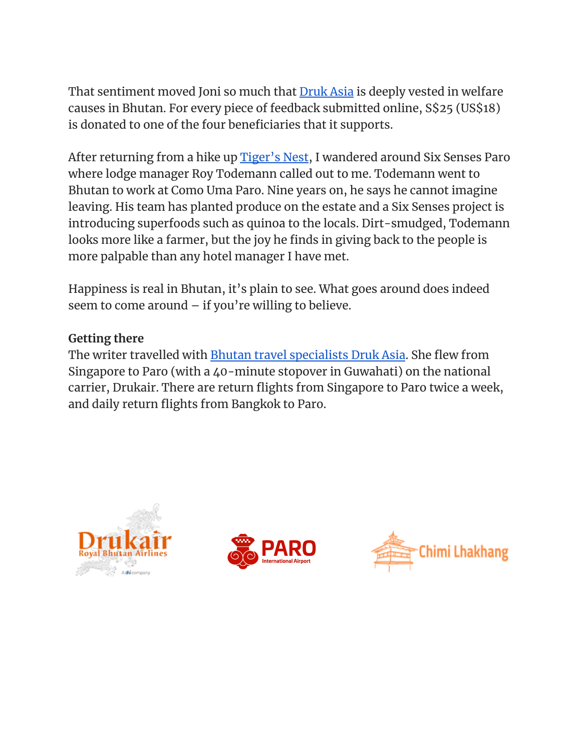That sentiment moved Joni so much that [Druk Asia] is deeply vested in welfare causes in Bhutan. For every piece of feedback submitted online, S$25 (US$18) is donated to one of the four beneficiaries that it supports.

After returning from a hike up [Tiger's Nest], I wandered around Six Senses Paro where lodge manager Roy Todemann called out to me. Todemann went to Bhutan to work at Como Uma Paro. Nine years on, he says he cannot imagine leaving. His team has planted produce on the estate and a Six Senses project is introducing superfoods such as quinoa to the locals. Dirt-smudged, Todemann looks more like a farmer, but the joy he finds in giving back to the people is more palpable than any hotel manager I have met.

Happiness is real in Bhutan, it's plain to see. What goes around does indeed seem to come around – if you're willing to believe.

**Getting there**
The writer travelled with [Bhutan travel specialists Druk Asia]. She flew from Singapore to Paro (with a 40-minute stopover in Guwahati) on the national carrier, Drukair. There are return flights from Singapore to Paro twice a week, and daily return flights from Bangkok to Paro.

Drukair
Royal Bhutan Airlines

PARO
International Airport

Chimi Lhakhang